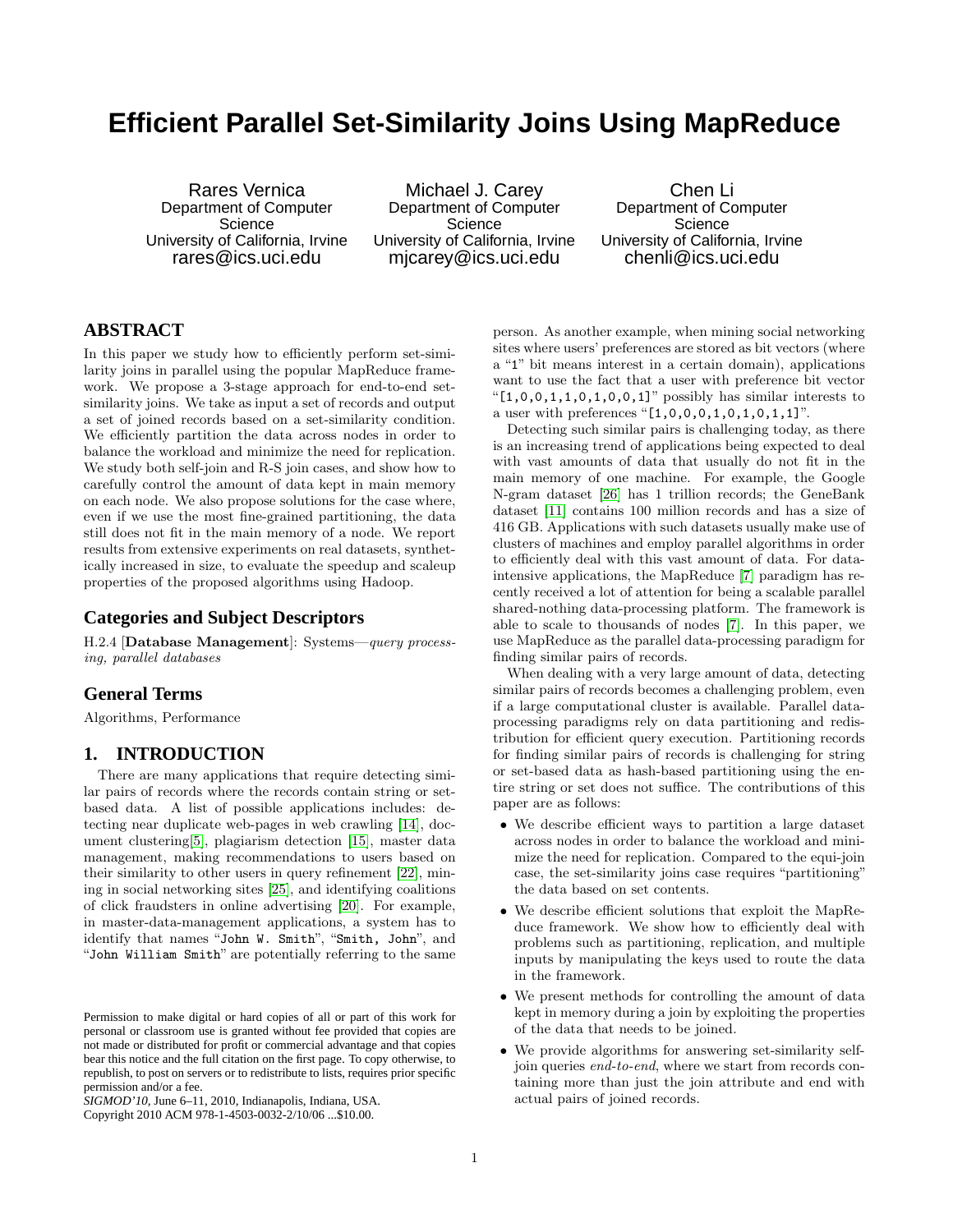# Efficient Parallel Set-Similarity Joins Using MapReduce

Rares Vernica
Department of Computer Science
University of California, Irvine
rares@ics.uci.edu

Michael J. Carey
Department of Computer Science
University of California, Irvine
mjcarey@ics.uci.edu

Chen Li
Department of Computer Science
University of California, Irvine
chenli@ics.uci.edu

## ABSTRACT

In this paper we study how to efficiently perform set-similarity joins in parallel using the popular MapReduce framework. We propose a 3-stage approach for end-to-end set-similarity joins. We take as input a set of records and output a set of joined records based on a set-similarity condition. We efficiently partition the data across nodes in order to balance the workload and minimize the need for replication. We study both self-join and R-S join cases, and show how to carefully control the amount of data kept in main memory on each node. We also propose solutions for the case where, even if we use the most fine-grained partitioning, the data still does not fit in the main memory of a node. We report results from extensive experiments on real datasets, synthetically increased in size, to evaluate the speedup and scaleup properties of the proposed algorithms using Hadoop.

### Categories and Subject Descriptors

H.2.4 [**Database Management**]: Systems—*query processing, parallel databases*

### General Terms

Algorithms, Performance

## 1. INTRODUCTION

There are many applications that require detecting similar pairs of records where the records contain string or set-based data. A list of possible applications includes: detecting near duplicate web-pages in web crawling [14], document clustering[5], plagiarism detection [15], master data management, making recommendations to users based on their similarity to other users in query refinement [22], mining in social networking sites [25], and identifying coalitions of click fraudsters in online advertising [20]. For example, in master-data-management applications, a system has to identify that names "`John W. Smith`", "`Smith, John`", and "`John William Smith`" are potentially referring to the same person. As another example, when mining social networking sites where users' preferences are stored as bit vectors (where a "`1`" bit means interest in a certain domain), applications want to use the fact that a user with preference bit vector "`[1,0,0,1,1,0,1,0,0,1]`" possibly has similar interests to a user with preferences "`[1,0,0,0,1,0,1,0,1,1]`".

Detecting such similar pairs is challenging today, as there is an increasing trend of applications being expected to deal with vast amounts of data that usually do not fit in the main memory of one machine. For example, the Google N-gram dataset [26] has 1 trillion records; the GeneBank dataset [11] contains 100 million records and has a size of 416 GB. Applications with such datasets usually make use of clusters of machines and employ parallel algorithms in order to efficiently deal with this vast amount of data. For data-intensive applications, the MapReduce [7] paradigm has recently received a lot of attention for being a scalable parallel shared-nothing data-processing platform. The framework is able to scale to thousands of nodes [7]. In this paper, we use MapReduce as the parallel data-processing paradigm for finding similar pairs of records.

When dealing with a very large amount of data, detecting similar pairs of records becomes a challenging problem, even if a large computational cluster is available. Parallel data-processing paradigms rely on data partitioning and redistribution for efficient query execution. Partitioning records for finding similar pairs of records is challenging for string or set-based data as hash-based partitioning using the entire string or set does not suffice. The contributions of this paper are as follows:

- We describe efficient ways to partition a large dataset across nodes in order to balance the workload and minimize the need for replication. Compared to the equi-join case, the set-similarity joins case requires "partitioning" the data based on set contents.
- We describe efficient solutions that exploit the MapReduce framework. We show how to efficiently deal with problems such as partitioning, replication, and multiple inputs by manipulating the keys used to route the data in the framework.
- We present methods for controlling the amount of data kept in memory during a join by exploiting the properties of the data that needs to be joined.
- We provide algorithms for answering set-similarity self-join queries *end-to-end*, where we start from records containing more than just the join attribute and end with actual pairs of joined records.

Permission to make digital or hard copies of all or part of this work for personal or classroom use is granted without fee provided that copies are not made or distributed for profit or commercial advantage and that copies bear this notice and the full citation on the first page. To copy otherwise, to republish, to post on servers or to redistribute to lists, requires prior specific permission and/or a fee.
*SIGMOD'10*, June 6–11, 2010, Indianapolis, Indiana, USA.
Copyright 2010 ACM 978-1-4503-0032-2/10/06 ...$10.00.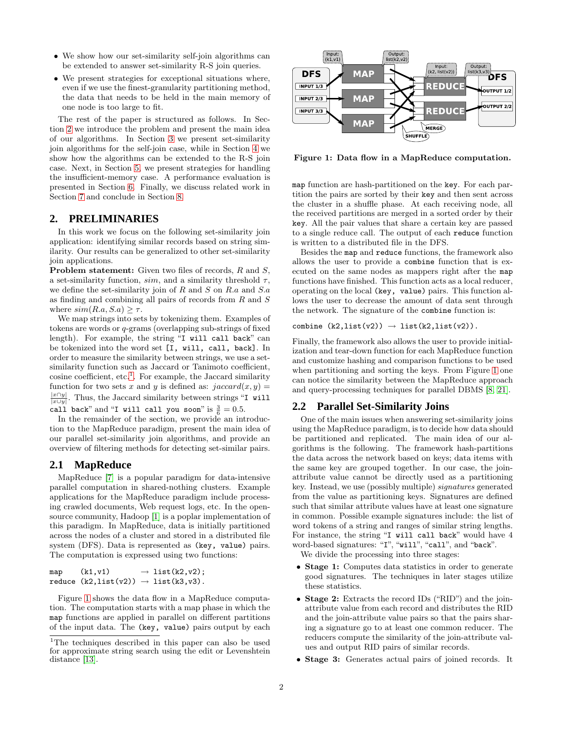- We show how our set-similarity self-join algorithms can be extended to answer set-similarity R-S join queries.
- We present strategies for exceptional situations where, even if we use the finest-granularity partitioning method, the data that needs to be held in the main memory of one node is too large to fit.

The rest of the paper is structured as follows. In Section 2 we introduce the problem and present the main idea of our algorithms. In Section 3 we present set-similarity join algorithms for the self-join case, while in Section 4 we show how the algorithms can be extended to the R-S join case. Next, in Section 5, we present strategies for handling the insufficient-memory case. A performance evaluation is presented in Section 6. Finally, we discuss related work in Section 7 and conclude in Section 8.

## 2. PRELIMINARIES

In this work we focus on the following set-similarity join application: identifying similar records based on string similarity. Our results can be generalized to other set-similarity join applications.

**Problem statement:** Given two files of records, $R$ and $S$, a set-similarity function, *sim*, and a similarity threshold $\tau$, we define the set-similarity join of $R$ and $S$ on $R.a$ and $S.a$ as finding and combining all pairs of records from $R$ and $S$ where $sim(R.a, S.a) \geq \tau$.

We map strings into sets by tokenizing them. Examples of tokens are words or $q$-grams (overlapping sub-strings of fixed length). For example, the string "`I will call back`" can be tokenized into the word set `[I, will, call, back]`. In order to measure the similarity between strings, we use a set-similarity function such as Jaccard or Tanimoto coefficient, cosine coefficient, etc.[1]. For example, the Jaccard similarity function for two sets $x$ and $y$ is defined as: $jaccard(x, y) = \frac{|x \cap y|}{|x \cup y|}$. Thus, the Jaccard similarity between strings "`I will call back`" and "`I will call you soon`" is $\frac{3}{6} = 0.5$.

In the remainder of the section, we provide an introduction to the MapReduce paradigm, present the main idea of our parallel set-similarity join algorithms, and provide an overview of filtering methods for detecting set-similar pairs.

### 2.1 MapReduce

MapReduce [7] is a popular paradigm for data-intensive parallel computation in shared-nothing clusters. Example applications for the MapReduce paradigm include processing crawled documents, Web request logs, etc. In the open-source community, Hadoop [1] is a poplar implementation of this paradigm. In MapReduce, data is initially partitioned across the nodes of a cluster and stored in a distributed file system (DFS). Data is represented as `(key, value)` pairs. The computation is expressed using two functions:

```
map    (k1,v1)        → list(k2,v2);
reduce (k2,list(v2)) → list(k3,v3).
```

Figure 1 shows the data flow in a MapReduce computation. The computation starts with a map phase in which the `map` functions are applied in parallel on different partitions of the input data. The `(key, value)` pairs output by each

[1]The techniques described in this paper can also be used for approximate string search using the edit or Levenshtein distance [13].

**Figure 1: Data flow in a MapReduce computation.**

`map` function are hash-partitioned on the `key`. For each partition the pairs are sorted by their `key` and then sent across the cluster in a shuffle phase. At each receiving node, all the received partitions are merged in a sorted order by their `key`. All the pair values that share a certain key are passed to a single reduce call. The output of each `reduce` function is written to a distributed file in the DFS.

Besides the `map` and `reduce` functions, the framework also allows the user to provide a `combine` function that is executed on the same nodes as mappers right after the `map` functions have finished. This function acts as a local reducer, operating on the local `(key, value)` pairs. This function allows the user to decrease the amount of data sent through the network. The signature of the `combine` function is:

```
combine (k2,list(v2)) → list(k2,list(v2)).
```

Finally, the framework also allows the user to provide initialization and tear-down function for each MapReduce function and customize hashing and comparison functions to be used when partitioning and sorting the keys. From Figure 1 one can notice the similarity between the MapReduce approach and query-processing techniques for parallel DBMS [8, 21].

### 2.2 Parallel Set-Similarity Joins

One of the main issues when answering set-similarity joins using the MapReduce paradigm, is to decide how data should be partitioned and replicated. The main idea of our algorithms is the following. The framework hash-partitions the data across the network based on keys; data items with the same key are grouped together. In our case, the join-attribute value cannot be directly used as a partitioning key. Instead, we use (possibly multiple) *signatures* generated from the value as partitioning keys. Signatures are defined such that similar attribute values have at least one signature in common. Possible example signatures include: the list of word tokens of a string and ranges of similar string lengths. For instance, the string "`I will call back`" would have 4 word-based signatures: "`I`", "`will`", "`call`", and "`back`".

We divide the processing into three stages:

- **Stage 1:** Computes data statistics in order to generate good signatures. The techniques in later stages utilize these statistics.
- **Stage 2:** Extracts the record IDs ("RID") and the join-attribute value from each record and distributes the RID and the join-attribute value pairs so that the pairs sharing a signature go to at least one common reducer. The reducers compute the similarity of the join-attribute values and output RID pairs of similar records.
- **Stage 3:** Generates actual pairs of joined records. It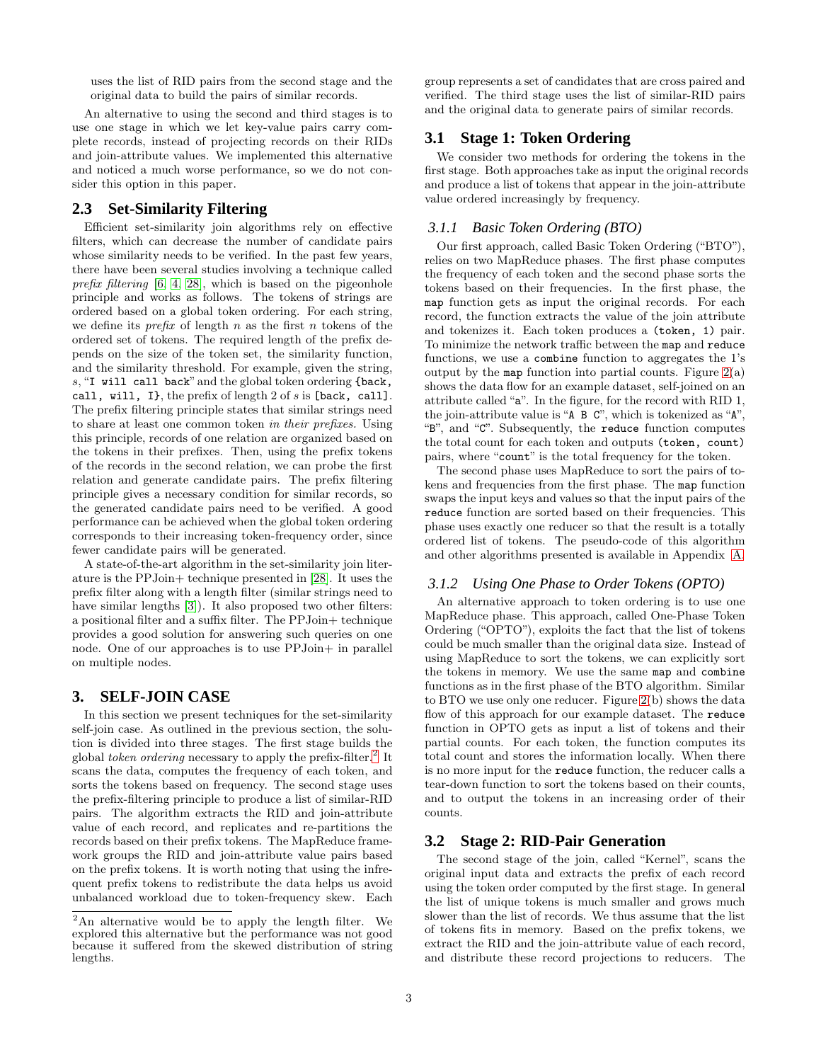uses the list of RID pairs from the second stage and the original data to build the pairs of similar records.

An alternative to using the second and third stages is to use one stage in which we let key-value pairs carry complete records, instead of projecting records on their RIDs and join-attribute values. We implemented this alternative and noticed a much worse performance, so we do not consider this option in this paper.

## 2.3 Set-Similarity Filtering

Efficient set-similarity join algorithms rely on effective filters, which can decrease the number of candidate pairs whose similarity needs to be verified. In the past few years, there have been several studies involving a technique called *prefix filtering* [6, 4, 28], which is based on the pigeonhole principle and works as follows. The tokens of strings are ordered based on a global token ordering. For each string, we define its *prefix* of length $n$ as the first $n$ tokens of the ordered set of tokens. The required length of the prefix depends on the size of the token set, the similarity function, and the similarity threshold. For example, given the string, $s$, "`I will call back`" and the global token ordering `{back, call, will, I}`, the prefix of length 2 of $s$ is `[back, call]`. The prefix filtering principle states that similar strings need to share at least one common token *in their prefixes*. Using this principle, records of one relation are organized based on the tokens in their prefixes. Then, using the prefix tokens of the records in the second relation, we can probe the first relation and generate candidate pairs. The prefix filtering principle gives a necessary condition for similar records, so the generated candidate pairs need to be verified. A good performance can be achieved when the global token ordering corresponds to their increasing token-frequency order, since fewer candidate pairs will be generated.

A state-of-the-art algorithm in the set-similarity join literature is the PPJoin+ technique presented in [28]. It uses the prefix filter along with a length filter (similar strings need to have similar lengths [3]). It also proposed two other filters: a positional filter and a suffix filter. The PPJoin+ technique provides a good solution for answering such queries on one node. One of our approaches is to use PPJoin+ in parallel on multiple nodes.

# 3. SELF-JOIN CASE

In this section we present techniques for the set-similarity self-join case. As outlined in the previous section, the solution is divided into three stages. The first stage builds the global *token ordering* necessary to apply the prefix-filter.[2] It scans the data, computes the frequency of each token, and sorts the tokens based on frequency. The second stage uses the prefix-filtering principle to produce a list of similar-RID pairs. The algorithm extracts the RID and join-attribute value of each record, and replicates and re-partitions the records based on their prefix tokens. The MapReduce framework groups the RID and join-attribute value pairs based on the prefix tokens. It is worth noting that using the infrequent prefix tokens to redistribute the data helps us avoid unbalanced workload due to token-frequency skew. Each group represents a set of candidates that are cross paired and verified. The third stage uses the list of similar-RID pairs and the original data to generate pairs of similar records.

[2] An alternative would be to apply the length filter. We explored this alternative but the performance was not good because it suffered from the skewed distribution of string lengths.

## 3.1 Stage 1: Token Ordering

We consider two methods for ordering the tokens in the first stage. Both approaches take as input the original records and produce a list of tokens that appear in the join-attribute value ordered increasingly by frequency.

### 3.1.1 Basic Token Ordering (BTO)

Our first approach, called Basic Token Ordering ("BTO"), relies on two MapReduce phases. The first phase computes the frequency of each token and the second phase sorts the tokens based on their frequencies. In the first phase, the `map` function gets as input the original records. For each record, the function extracts the value of the join attribute and tokenizes it. Each token produces a `(token, 1)` pair. To minimize the network traffic between the `map` and `reduce` functions, we use a `combine` function to aggregates the 1's output by the `map` function into partial counts. Figure 2(a) shows the data flow for an example dataset, self-joined on an attribute called "`a`". In the figure, for the record with RID 1, the join-attribute value is "`A B C`", which is tokenized as "`A`", "`B`", and "`C`". Subsequently, the `reduce` function computes the total count for each token and outputs `(token, count)` pairs, where "`count`" is the total frequency for the token.

The second phase uses MapReduce to sort the pairs of tokens and frequencies from the first phase. The `map` function swaps the input keys and values so that the input pairs of the `reduce` function are sorted based on their frequencies. This phase uses exactly one reducer so that the result is a totally ordered list of tokens. The pseudo-code of this algorithm and other algorithms presented is available in Appendix A.

### 3.1.2 Using One Phase to Order Tokens (OPTO)

An alternative approach to token ordering is to use one MapReduce phase. This approach, called One-Phase Token Ordering ("OPTO"), exploits the fact that the list of tokens could be much smaller than the original data size. Instead of using MapReduce to sort the tokens, we can explicitly sort the tokens in memory. We use the same `map` and `combine` functions as in the first phase of the BTO algorithm. Similar to BTO we use only one reducer. Figure 2(b) shows the data flow of this approach for our example dataset. The `reduce` function in OPTO gets as input a list of tokens and their partial counts. For each token, the function computes its total count and stores the information locally. When there is no more input for the `reduce` function, the reducer calls a tear-down function to sort the tokens based on their counts, and to output the tokens in an increasing order of their counts.

## 3.2 Stage 2: RID-Pair Generation

The second stage of the join, called "Kernel", scans the original input data and extracts the prefix of each record using the token order computed by the first stage. In general the list of unique tokens is much smaller and grows much slower than the list of records. We thus assume that the list of tokens fits in memory. Based on the prefix tokens, we extract the RID and the join-attribute value of each record, and distribute these record projections to reducers. The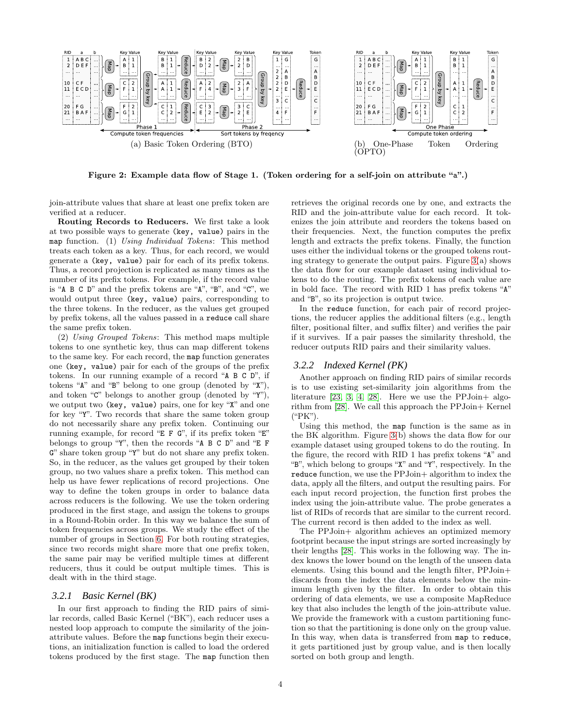RID a b

Key Value

Phase 1

Compute token frequencies

Phase 2

Sort tokens by freqency

(a) Basic Token Ordering (BTO)

One Phase

Compute token ordering

(b) One-Phase Token Ordering (OPTO)

**Figure 2: Example data flow of Stage 1. (Token ordering for a self-join on attribute "a".)**

join-attribute values that share at least one prefix token are verified at a reducer.

**Routing Records to Reducers.** We first take a look at two possible ways to generate (key, value) pairs in the map function. (1) *Using Individual Tokens*: This method treats each token as a key. Thus, for each record, we would generate a (key, value) pair for each of its prefix tokens. Thus, a record projection is replicated as many times as the number of its prefix tokens. For example, if the record value is "A B C D" and the prefix tokens are "A", "B", and "C", we would output three (key, value) pairs, corresponding to the three tokens. In the reducer, as the values get grouped by prefix tokens, all the values passed in a reduce call share the same prefix token.

(2) *Using Grouped Tokens*: This method maps multiple tokens to one synthetic key, thus can map different tokens to the same key. For each record, the map function generates one (key, value) pair for each of the groups of the prefix tokens. In our running example of a record "A B C D", if tokens "A" and "B" belong to one group (denoted by "X"), and token "C" belongs to another group (denoted by "Y"), we output two (key, value) pairs, one for key "X" and one for key "Y". Two records that share the same token group do not necessarily share any prefix token. Continuing our running example, for record "E F G", if its prefix token "E" belongs to group "Y", then the records "A B C D" and "E F G" share token group "Y" but do not share any prefix token. So, in the reducer, as the values get grouped by their token group, no two values share a prefix token. This method can help us have fewer replications of record projections. One way to define the token groups in order to balance data across reducers is the following. We use the token ordering produced in the first stage, and assign the tokens to groups in a Round-Robin order. In this way we balance the sum of token frequencies across groups. We study the effect of the number of groups in Section 6. For both routing strategies, since two records might share more that one prefix token, the same pair may be verified multiple times at different reducers, thus it could be output multiple times. This is dealt with in the third stage.

### 3.2.1 Basic Kernel (BK)

In our first approach to finding the RID pairs of similar records, called Basic Kernel ("BK"), each reducer uses a nested loop approach to compute the similarity of the join-attribute values. Before the map functions begin their executions, an initialization function is called to load the ordered tokens produced by the first stage. The map function then retrieves the original records one by one, and extracts the RID and the join-attribute value for each record. It tokenizes the join attribute and reorders the tokens based on their frequencies. Next, the function computes the prefix length and extracts the prefix tokens. Finally, the function uses either the individual tokens or the grouped tokens routing strategy to generate the output pairs. Figure 3(a) shows the data flow for our example dataset using individual tokens to do the routing. The prefix tokens of each value are in bold face. The record with RID 1 has prefix tokens "A" and "B", so its projection is output twice.

In the reduce function, for each pair of record projections, the reducer applies the additional filters (e.g., length filter, positional filter, and suffix filter) and verifies the pair if it survives. If a pair passes the similarity threshold, the reducer outputs RID pairs and their similarity values.

### 3.2.2 Indexed Kernel (PK)

Another approach on finding RID pairs of similar records is to use existing set-similarity join algorithms from the literature [23, 3, 4, 28]. Here we use the PPJoin+ algorithm from [28]. We call this approach the PPJoin+ Kernel ("PK").

Using this method, the map function is the same as in the BK algorithm. Figure 3(b) shows the data flow for our example dataset using grouped tokens to do the routing. In the figure, the record with RID 1 has prefix tokens "A" and "B", which belong to groups "X" and "Y", respectively. In the reduce function, we use the PPJoin+ algorithm to index the data, apply all the filters, and output the resulting pairs. For each input record projection, the function first probes the index using the join-attribute value. The probe generates a list of RIDs of records that are similar to the current record. The current record is then added to the index as well.

The PPJoin+ algorithm achieves an optimized memory footprint because the input strings are sorted increasingly by their lengths [28]. This works in the following way. The index knows the lower bound on the length of the unseen data elements. Using this bound and the length filter, PPJoin+ discards from the index the data elements below the minimum length given by the filter. In order to obtain this ordering of data elements, we use a composite MapReduce key that also includes the length of the join-attribute value. We provide the framework with a custom partitioning function so that the partitioning is done only on the group value. In this way, when data is transferred from map to reduce, it gets partitioned just by group value, and is then locally sorted on both group and length.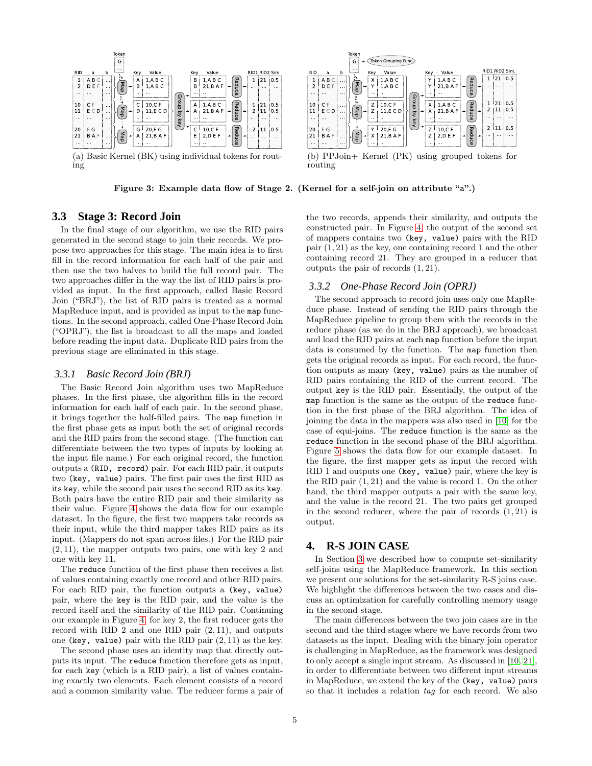Token

G

...

| RID | a | b |
|---|---|---|
| 1 | A B C | ... |
| 2 | D E F | ... |
| ... | ... | ... |
| 10 | C F | ... |
| 11 | E C D | ... |
| ... | ... | ... |
| 20 | F G | ... |
| 21 | B A F | ... |
| ... | ... | ... |

Map

Key Value

A 1,A B C
B 1,A B C

C 10,C F
D 11,E C D

G 20,F G
A 21,B A F

Group by key

Key Value

B 1,A B C
B 21,B A F

A 1,A B C
A 21,B A F

C 10,C F
E 2,D E F

Reduce

RID1 RID2 Sim.

1 21 0.5

1 21 0.5
2 11 0.5

2 11 0.5

(a) Basic Kernel (BK) using individual tokens for routing

Token

G + Token Grouping Func.

X 1,A B C
Y 1,A B C

Z 10,C F
Z 11,E C D

Y 20,F G
X 21,B A F

Y 1,A B C
Y 21,B A F

X 1,A B C
X 21,B A F

Z 10,C F
Z 2,D E F

1 21 0.5

1 21 0.5
2 11 0.5

2 11 0.5

(b) PPJoin+ Kernel (PK) using grouped tokens for routing

**Figure 3: Example data flow of Stage 2. (Kernel for a self-join on attribute "a".)**

## 3.3 Stage 3: Record Join

In the final stage of our algorithm, we use the RID pairs generated in the second stage to join their records. We propose two approaches for this stage. The main idea is to first fill in the record information for each half of the pair and then use the two halves to build the full record pair. The two approaches differ in the way the list of RID pairs is provided as input. In the first approach, called Basic Record Join ("BRJ"), the list of RID pairs is treated as a normal MapReduce input, and is provided as input to the `map` functions. In the second approach, called One-Phase Record Join ("OPRJ"), the list is broadcast to all the maps and loaded before reading the input data. Duplicate RID pairs from the previous stage are eliminated in this stage.

### 3.3.1 *Basic Record Join (BRJ)*

The Basic Record Join algorithm uses two MapReduce phases. In the first phase, the algorithm fills in the record information for each half of each pair. In the second phase, it brings together the half-filled pairs. The `map` function in the first phase gets as input both the set of original records and the RID pairs from the second stage. (The function can differentiate between the two types of inputs by looking at the input file name.) For each original record, the function outputs a `(RID, record)` pair. For each RID pair, it outputs two `(key, value)` pairs. The first pair uses the first RID as its `key`, while the second pair uses the second RID as its `key`. Both pairs have the entire RID pair and their similarity as their value. Figure 4 shows the data flow for our example dataset. In the figure, the first two mappers take records as their input, while the third mapper takes RID pairs as its input. (Mappers do not span across files.) For the RID pair $(2, 11)$, the mapper outputs two pairs, one with key 2 and one with key 11.

The `reduce` function of the first phase then receives a list of values containing exactly one record and other RID pairs. For each RID pair, the function outputs a `(key, value)` pair, where the `key` is the RID pair, and the value is the record itself and the similarity of the RID pair. Continuing our example in Figure 4, for key 2, the first reducer gets the record with RID 2 and one RID pair $(2, 11)$, and outputs one `(key, value)` pair with the RID pair $(2, 11)$ as the key.

The second phase uses an identity map that directly outputs its input. The `reduce` function therefore gets as input, for each `key` (which is a RID pair), a list of values containing exactly two elements. Each element consists of a record and a common similarity value. The reducer forms a pair of the two records, appends their similarity, and outputs the constructed pair. In Figure 4, the output of the second set of mappers contains two `(key, value)` pairs with the RID pair $(1, 21)$ as the key, one containing record 1 and the other containing record 21. They are grouped in a reducer that outputs the pair of records $(1, 21)$.

### 3.3.2 *One-Phase Record Join (OPRJ)*

The second approach to record join uses only one MapReduce phase. Instead of sending the RID pairs through the MapReduce pipeline to group them with the records in the reduce phase (as we do in the BRJ approach), we broadcast and load the RID pairs at each `map` function before the input data is consumed by the function. The `map` function then gets the original records as input. For each record, the function outputs as many `(key, value)` pairs as the number of RID pairs containing the RID of the current record. The output `key` is the RID pair. Essentially, the output of the `map` function is the same as the output of the `reduce` function in the first phase of the BRJ algorithm. The idea of joining the data in the mappers was also used in [10] for the case of equi-joins. The `reduce` function is the same as the `reduce` function in the second phase of the BRJ algorithm. Figure 5 shows the data flow for our example dataset. In the figure, the first mapper gets as input the record with RID 1 and outputs one `(key, value)` pair, where the key is the RID pair $(1, 21)$ and the value is record 1. On the other hand, the third mapper outputs a pair with the same key, and the value is the record 21. The two pairs get grouped in the second reducer, where the pair of records $(1, 21)$ is output.

# 4. R-S JOIN CASE

In Section 3 we described how to compute set-similarity self-joins using the MapReduce framework. In this section we present our solutions for the set-similarity R-S joins case. We highlight the differences between the two cases and discuss an optimization for carefully controlling memory usage in the second stage.

The main differences between the two join cases are in the second and the third stages where we have records from two datasets as the input. Dealing with the binary join operator is challenging in MapReduce, as the framework was designed to only accept a single input stream. As discussed in [10, 21], in order to differentiate between two different input streams in MapReduce, we extend the key of the `(key, value)` pairs so that it includes a relation *tag* for each record. We also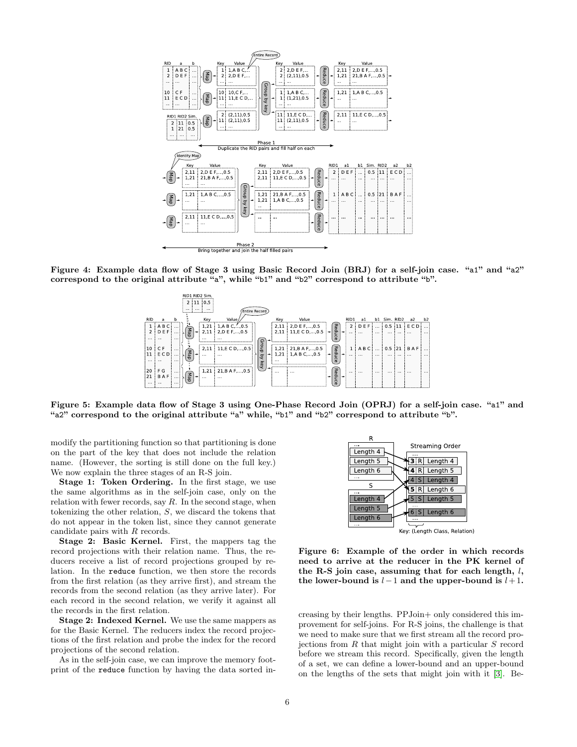**Figure 4: Example data flow of Stage 3 using Basic Record Join (BRJ) for a self-join case. "a1" and "a2" correspond to the original attribute "a", while "b1" and "b2" correspond to attribute "b".**

**Figure 5: Example data flow of Stage 3 using One-Phase Record Join (OPRJ) for a self-join case. "a1" and "a2" correspond to the original attribute "a" while, "b1" and "b2" correspond to attribute "b".**

modify the partitioning function so that partitioning is done on the part of the key that does not include the relation name. (However, the sorting is still done on the full key.) We now explain the three stages of an R-S join.

**Stage 1: Token Ordering.** In the first stage, we use the same algorithms as in the self-join case, only on the relation with fewer records, say $R$. In the second stage, when tokenizing the other relation, $S$, we discard the tokens that do not appear in the token list, since they cannot generate candidate pairs with $R$ records.

**Stage 2: Basic Kernel.** First, the mappers tag the record projections with their relation name. Thus, the reducers receive a list of record projections grouped by relation. In the `reduce` function, we then store the records from the first relation (as they arrive first), and stream the records from the second relation (as they arrive later). For each record in the second relation, we verify it against all the records in the first relation.

**Stage 2: Indexed Kernel.** We use the same mappers as for the Basic Kernel. The reducers index the record projections of the first relation and probe the index for the record projections of the second relation.

As in the self-join case, we can improve the memory footprint of the `reduce` function by having the data sorted increasing by their lengths. PPJoin+ only considered this improvement for self-joins. For R-S joins, the challenge is that we need to make sure that we first stream all the record projections from $R$ that might join with a particular $S$ record before we stream this record. Specifically, given the length of a set, we can define a lower-bound and an upper-bound on the lengths of the sets that might join with it [3]. Be-

**Figure 6: Example of the order in which records need to arrive at the reducer in the PK kernel of the R-S join case, assuming that for each length, $l$, the lower-bound is $l-1$ and the upper-bound is $l+1$.**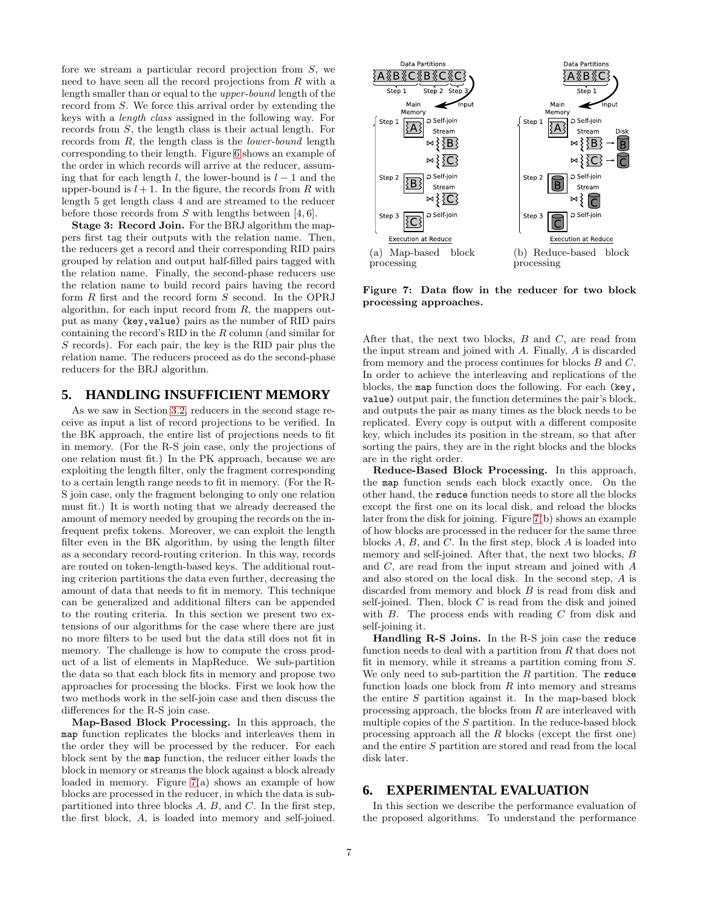fore we stream a particular record projection from $S$, we need to have seen all the record projections from $R$ with a length smaller than or equal to the *upper-bound* length of the record from $S$. We force this arrival order by extending the keys with a *length class* assigned in the following way. For records from $S$, the length class is their actual length. For records from $R$, the length class is the *lower-bound* length corresponding to their length. Figure 6 shows an example of the order in which records will arrive at the reducer, assuming that for each length $l$, the lower-bound is $l-1$ and the upper-bound is $l+1$. In the figure, the records from $R$ with length 5 get length class 4 and are streamed to the reducer before those records from $S$ with lengths between $[4,6]$.

**Stage 3: Record Join.** For the BRJ algorithm the mappers first tag their outputs with the relation name. Then, the reducers get a record and their corresponding RID pairs grouped by relation and output half-filled pairs tagged with the relation name. Finally, the second-phase reducers use the relation name to build record pairs having the record form $R$ first and the record form $S$ second. In the OPRJ algorithm, for each input record from $R$, the mappers output as many `(key,value)` pairs as the number of RID pairs containing the record's RID in the $R$ column (and similar for $S$ records). For each pair, the key is the RID pair plus the relation name. The reducers proceed as do the second-phase reducers for the BRJ algorithm.

## 5. HANDLING INSUFFICIENT MEMORY

As we saw in Section 3.2, reducers in the second stage receive as input a list of record projections to be verified. In the BK approach, the entire list of projections needs to fit in memory. (For the R-S join case, only the projections of one relation must fit.) In the PK approach, because we are exploiting the length filter, only the fragment corresponding to a certain length range needs to fit in memory. (For the R-S join case, only the fragment belonging to only one relation must fit.) It is worth noting that we already decreased the amount of memory needed by grouping the records on the infrequent prefix tokens. Moreover, we can exploit the length filter even in the BK algorithm, by using the length filter as a secondary record-routing criterion. In this way, records are routed on token-length-based keys. The additional routing criterion partitions the data even further, decreasing the amount of data that needs to fit in memory. This technique can be generalized and additional filters can be appended to the routing criteria. In this section we present two extensions of our algorithms for the case where there are just no more filters to be used but the data still does not fit in memory. The challenge is how to compute the cross product of a list of elements in MapReduce. We sub-partition the data so that each block fits in memory and propose two approaches for processing the blocks. First we look how the two methods work in the self-join case and then discuss the differences for the R-S join case.

**Map-Based Block Processing.** In this approach, the `map` function replicates the blocks and interleaves them in the order they will be processed by the reducer. For each block sent by the `map` function, the reducer either loads the block in memory or streams the block against a block already loaded in memory. Figure 7(a) shows an example of how blocks are processed in the reducer, in which the data is sub-partitioned into three blocks $A$, $B$, and $C$. In the first step, the first block, $A$, is loaded into memory and self-joined.

(a) Map-based block processing

(b) Reduce-based block processing

**Figure 7: Data flow in the reducer for two block processing approaches.**

After that, the next two blocks, $B$ and $C$, are read from the input stream and joined with $A$. Finally, $A$ is discarded from memory and the process continues for blocks $B$ and $C$. In order to achieve the interleaving and replications of the blocks, the `map` function does the following. For each `(key, value)` output pair, the function determines the pair's block, and outputs the pair as many times as the block needs to be replicated. Every copy is output with a different composite key, which includes its position in the stream, so that after sorting the pairs, they are in the right blocks and the blocks are in the right order.

**Reduce-Based Block Processing.** In this approach, the `map` function sends each block exactly once. On the other hand, the `reduce` function needs to store all the blocks except the first one on its local disk, and reload the blocks later from the disk for joining. Figure 7(b) shows an example of how blocks are processed in the reducer for the same three blocks $A$, $B$, and $C$. In the first step, block $A$ is loaded into memory and self-joined. After that, the next two blocks, $B$ and $C$, are read from the input stream and joined with $A$ and also stored on the local disk. In the second step, $A$ is discarded from memory and block $B$ is read from disk and self-joined. Then, block $C$ is read from the disk and joined with $B$. The process ends with reading $C$ from disk and self-joining it.

**Handling R-S Joins.** In the R-S join case the `reduce` function needs to deal with a partition from $R$ that does not fit in memory, while it streams a partition coming from $S$. We only need to sub-partition the $R$ partition. The `reduce` function loads one block from $R$ into memory and streams the entire $S$ partition against it. In the map-based block processing approach, the blocks from $R$ are interleaved with multiple copies of the $S$ partition. In the reduce-based block processing approach all the $R$ blocks (except the first one) and the entire $S$ partition are stored and read from the local disk later.

## 6. EXPERIMENTAL EVALUATION

In this section we describe the performance evaluation of the proposed algorithms. To understand the performance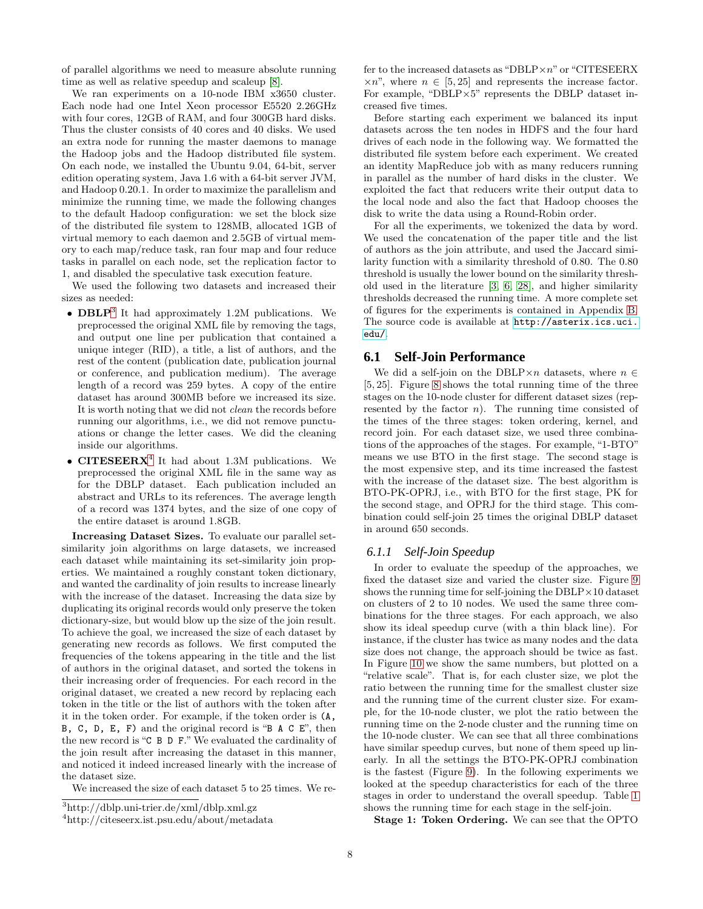of parallel algorithms we need to measure absolute running time as well as relative speedup and scaleup [8].

We ran experiments on a 10-node IBM x3650 cluster. Each node had one Intel Xeon processor E5520 2.26GHz with four cores, 12GB of RAM, and four 300GB hard disks. Thus the cluster consists of 40 cores and 40 disks. We used an extra node for running the master daemons to manage the Hadoop jobs and the Hadoop distributed file system. On each node, we installed the Ubuntu 9.04, 64-bit, server edition operating system, Java 1.6 with a 64-bit server JVM, and Hadoop 0.20.1. In order to maximize the parallelism and minimize the running time, we made the following changes to the default Hadoop configuration: we set the block size of the distributed file system to 128MB, allocated 1GB of virtual memory to each daemon and 2.5GB of virtual memory to each map/reduce task, ran four map and four reduce tasks in parallel on each node, set the replication factor to 1, and disabled the speculative task execution feature.

We used the following two datasets and increased their sizes as needed:

- **DBLP**[3] It had approximately 1.2M publications. We preprocessed the original XML file by removing the tags, and output one line per publication that contained a unique integer (RID), a title, a list of authors, and the rest of the content (publication date, publication journal or conference, and publication medium). The average length of a record was 259 bytes. A copy of the entire dataset has around 300MB before we increased its size. It is worth noting that we did not *clean* the records before running our algorithms, i.e., we did not remove punctuations or change the letter cases. We did the cleaning inside our algorithms.
- **CITESEERX**[4] It had about 1.3M publications. We preprocessed the original XML file in the same way as for the DBLP dataset. Each publication included an abstract and URLs to its references. The average length of a record was 1374 bytes, and the size of one copy of the entire dataset is around 1.8GB.

**Increasing Dataset Sizes.** To evaluate our parallel set-similarity join algorithms on large datasets, we increased each dataset while maintaining its set-similarity join properties. We maintained a roughly constant token dictionary, and wanted the cardinality of join results to increase linearly with the increase of the dataset. Increasing the data size by duplicating its original records would only preserve the token dictionary-size, but would blow up the size of the join result. To achieve the goal, we increased the size of each dataset by generating new records as follows. We first computed the frequencies of the tokens appearing in the title and the list of authors in the original dataset, and sorted the tokens in their increasing order of frequencies. For each record in the original dataset, we created a new record by replacing each token in the title or the list of authors with the token after it in the token order. For example, if the token order is (A, B, C, D, E, F) and the original record is "B A C E", then the new record is "C B D F." We evaluated the cardinality of the join result after increasing the dataset in this manner, and noticed it indeed increased linearly with the increase of the dataset size.

We increased the size of each dataset 5 to 25 times. We refer to the increased datasets as "DBLP$\times n$" or "CITESEERX $\times n$", where $n \in [5, 25]$ and represents the increase factor. For example, "DBLP$\times$5" represents the DBLP dataset increased five times.

Before starting each experiment we balanced its input datasets across the ten nodes in HDFS and the four hard drives of each node in the following way. We formatted the distributed file system before each experiment. We created an identity MapReduce job with as many reducers running in parallel as the number of hard disks in the cluster. We exploited the fact that reducers write their output data to the local node and also the fact that Hadoop chooses the disk to write the data using a Round-Robin order.

For all the experiments, we tokenized the data by word. We used the concatenation of the paper title and the list of authors as the join attribute, and used the Jaccard similarity function with a similarity threshold of 0.80. The 0.80 threshold is usually the lower bound on the similarity threshold used in the literature [3, 6, 28], and higher similarity thresholds decreased the running time. A more complete set of figures for the experiments is contained in Appendix B. The source code is available at http://asterix.ics.uci.edu/.

## 6.1 Self-Join Performance

We did a self-join on the DBLP$\times n$ datasets, where $n \in [5, 25]$. Figure 8 shows the total running time of the three stages on the 10-node cluster for different dataset sizes (represented by the factor $n$). The running time consisted of the times of the three stages: token ordering, kernel, and record join. For each dataset size, we used three combinations of the approaches of the stages. For example, "1-BTO" means we use BTO in the first stage. The second stage is the most expensive step, and its time increased the fastest with the increase of the dataset size. The best algorithm is BTO-PK-OPRJ, i.e., with BTO for the first stage, PK for the second stage, and OPRJ for the third stage. This combination could self-join 25 times the original DBLP dataset in around 650 seconds.

### *6.1.1 Self-Join Speedup*

In order to evaluate the speedup of the approaches, we fixed the dataset size and varied the cluster size. Figure 9 shows the running time for self-joining the DBLP$\times$10 dataset on clusters of 2 to 10 nodes. We used the same three combinations for the three stages. For each approach, we also show its ideal speedup curve (with a thin black line). For instance, if the cluster has twice as many nodes and the data size does not change, the approach should be twice as fast. In Figure 10 we show the same numbers, but plotted on a "relative scale". That is, for each cluster size, we plot the ratio between the running time for the smallest cluster size and the running time of the current cluster size. For example, for the 10-node cluster, we plot the ratio between the running time on the 2-node cluster and the running time on the 10-node cluster. We can see that all three combinations have similar speedup curves, but none of them speed up linearly. In all the settings the BTO-PK-OPRJ combination is the fastest (Figure 9). In the following experiments we looked at the speedup characteristics for each of the three stages in order to understand the overall speedup. Table 1 shows the running time for each stage in the self-join.

**Stage 1: Token Ordering.** We can see that the OPTO

[3] http://dblp.uni-trier.de/xml/dblp.xml.gz

[4] http://citeseerx.ist.psu.edu/about/metadata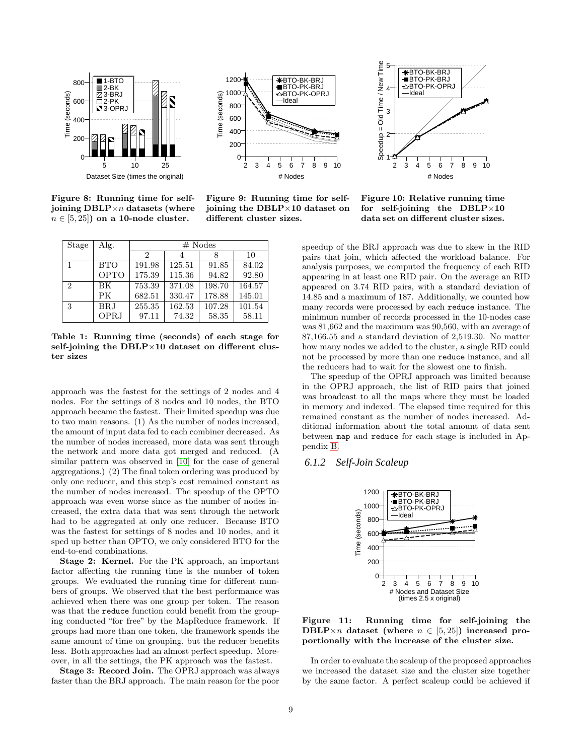Figure 8: Running time for self-joining DBLP×$n$ datasets (where $n \in [5, 25]$) on a 10-node cluster.

Figure 9: Running time for self-joining the DBLP×10 dataset on different cluster sizes.

Figure 10: Relative running time for self-joining the DBLP×10 data set on different cluster sizes.

| Stage | Alg. | # Nodes | | | |
|---|---|---|---|---|---|
| | | 2 | 4 | 8 | 10 |
| 1 | BTO | 191.98 | 125.51 | 91.85 | 84.02 |
| | OPTO | 175.39 | 115.36 | 94.82 | 92.80 |
| 2 | BK | 753.39 | 371.08 | 198.70 | 164.57 |
| | PK | 682.51 | 330.47 | 178.88 | 145.01 |
| 3 | BRJ | 255.35 | 162.53 | 107.28 | 101.54 |
| | OPRJ | 97.11 | 74.32 | 58.35 | 58.11 |

Table 1: Running time (seconds) of each stage for self-joining the DBLP×10 dataset on different cluster sizes

approach was the fastest for the settings of 2 nodes and 4 nodes. For the settings of 8 nodes and 10 nodes, the BTO approach became the fastest. Their limited speedup was due to two main reasons. (1) As the number of nodes increased, the amount of input data fed to each combiner decreased. As the number of nodes increased, more data was sent through the network and more data got merged and reduced. (A similar pattern was observed in [10] for the case of general aggregations.) (2) The final token ordering was produced by only one reducer, and this step's cost remained constant as the number of nodes increased. The speedup of the OPTO approach was even worse since as the number of nodes increased, the extra data that was sent through the network had to be aggregated at only one reducer. Because BTO was the fastest for settings of 8 nodes and 10 nodes, and it sped up better than OPTO, we only considered BTO for the end-to-end combinations.

**Stage 2: Kernel.** For the PK approach, an important factor affecting the running time is the number of token groups. We evaluated the running time for different numbers of groups. We observed that the best performance was achieved when there was one group per token. The reason was that the `reduce` function could benefit from the grouping conducted "for free" by the MapReduce framework. If groups had more than one token, the framework spends the same amount of time on grouping, but the reducer benefits less. Both approaches had an almost perfect speedup. Moreover, in all the settings, the PK approach was the fastest.

**Stage 3: Record Join.** The OPRJ approach was always faster than the BRJ approach. The main reason for the poor speedup of the BRJ approach was due to skew in the RID pairs that join, which affected the workload balance. For analysis purposes, we computed the frequency of each RID appearing in at least one RID pair. On the average an RID appeared on 3.74 RID pairs, with a standard deviation of 14.85 and a maximum of 187. Additionally, we counted how many records were processed by each `reduce` instance. The minimum number of records processed in the 10-nodes case was 81,662 and the maximum was 90,560, with an average of 87,166.55 and a standard deviation of 2,519.30. No matter how many nodes we added to the cluster, a single RID could not be processed by more than one `reduce` instance, and all the reducers had to wait for the slowest one to finish.

The speedup of the OPRJ approach was limited because in the OPRJ approach, the list of RID pairs that joined was broadcast to all the maps where they must be loaded in memory and indexed. The elapsed time required for this remained constant as the number of nodes increased. Additional information about the total amount of data sent between `map` and `reduce` for each stage is included in Appendix B.

### 6.1.2 Self-Join Scaleup

Figure 11: Running time for self-joining the DBLP×$n$ dataset (where $n \in [5, 25]$) increased proportionally with the increase of the cluster size.

In order to evaluate the scaleup of the proposed approaches we increased the dataset size and the cluster size together by the same factor. A perfect scaleup could be achieved if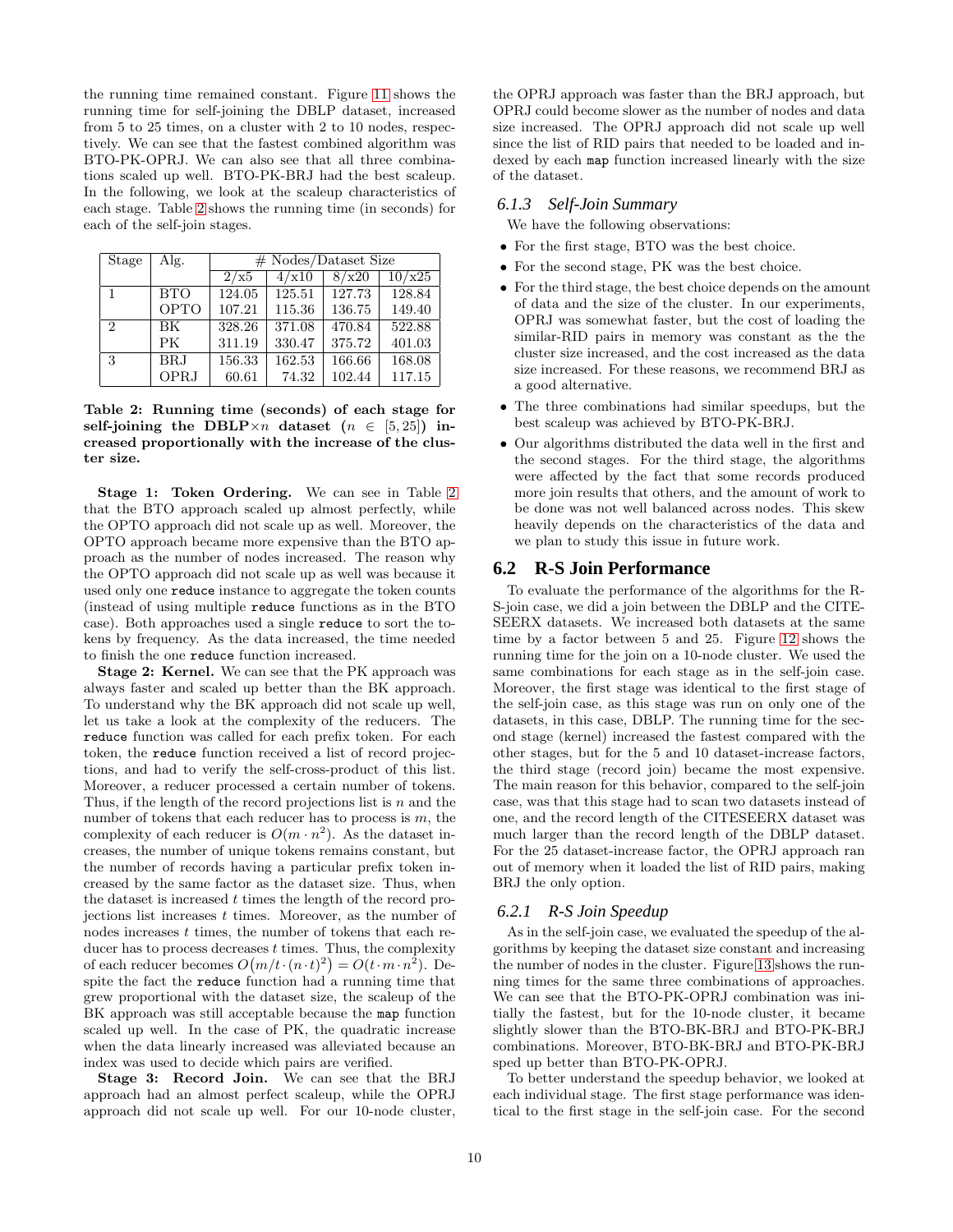the running time remained constant. Figure 11 shows the running time for self-joining the DBLP dataset, increased from 5 to 25 times, on a cluster with 2 to 10 nodes, respectively. We can see that the fastest combined algorithm was BTO-PK-OPRJ. We can also see that all three combinations scaled up well. BTO-PK-BRJ had the best scaleup. In the following, we look at the scaleup characteristics of each stage. Table 2 shows the running time (in seconds) for each of the self-join stages.

| Stage | Alg. | # Nodes/Dataset Size | | | |
|---|---|---|---|---|---|
| | | 2/x5 | 4/x10 | 8/x20 | 10/x25 |
| 1 | BTO | 124.05 | 125.51 | 127.73 | 128.84 |
| | OPTO | 107.21 | 115.36 | 136.75 | 149.40 |
| 2 | BK | 328.26 | 371.08 | 470.84 | 522.88 |
| | PK | 311.19 | 330.47 | 375.72 | 401.03 |
| 3 | BRJ | 156.33 | 162.53 | 166.66 | 168.08 |
| | OPRJ | 60.61 | 74.32 | 102.44 | 117.15 |

**Table 2: Running time (seconds) of each stage for self-joining the DBLP×$n$ dataset ($n \in [5, 25]$) increased proportionally with the increase of the cluster size.**

**Stage 1: Token Ordering.** We can see in Table 2 that the BTO approach scaled up almost perfectly, while the OPTO approach did not scale up as well. Moreover, the OPTO approach became more expensive than the BTO approach as the number of nodes increased. The reason why the OPTO approach did not scale up as well was because it used only one `reduce` instance to aggregate the token counts (instead of using multiple `reduce` functions as in the BTO case). Both approaches used a single `reduce` to sort the tokens by frequency. As the data increased, the time needed to finish the one `reduce` function increased.

**Stage 2: Kernel.** We can see that the PK approach was always faster and scaled up better than the BK approach. To understand why the BK approach did not scale up well, let us take a look at the complexity of the reducers. The `reduce` function was called for each prefix token. For each token, the `reduce` function received a list of record projections, and had to verify the self-cross-product of this list. Moreover, a reducer processed a certain number of tokens. Thus, if the length of the record projections list is $n$ and the number of tokens that each reducer has to process is $m$, the complexity of each reducer is $O(m \cdot n^2)$. As the dataset increases, the number of unique tokens remains constant, but the number of records having a particular prefix token increased by the same factor as the dataset size. Thus, when the dataset is increased $t$ times the length of the record projections list increases $t$ times. Moreover, as the number of nodes increases $t$ times, the number of tokens that each reducer has to process decreases $t$ times. Thus, the complexity of each reducer becomes $O\big(m/t \cdot (n \cdot t)^2\big) = O(t \cdot m \cdot n^2)$. Despite the fact the `reduce` function had a running time that grew proportional with the dataset size, the scaleup of the BK approach was still acceptable because the `map` function scaled up well. In the case of PK, the quadratic increase when the data linearly increased was alleviated because an index was used to decide which pairs are verified.

**Stage 3: Record Join.** We can see that the BRJ approach had an almost perfect scaleup, while the OPRJ approach did not scale up well. For our 10-node cluster, the OPRJ approach was faster than the BRJ approach, but OPRJ could become slower as the number of nodes and data size increased. The OPRJ approach did not scale up well since the list of RID pairs that needed to be loaded and indexed by each `map` function increased linearly with the size of the dataset.

### 6.1.3 Self-Join Summary

We have the following observations:

- For the first stage, BTO was the best choice.
- For the second stage, PK was the best choice.
- For the third stage, the best choice depends on the amount of data and the size of the cluster. In our experiments, OPRJ was somewhat faster, but the cost of loading the similar-RID pairs in memory was constant as the the cluster size increased, and the cost increased as the data size increased. For these reasons, we recommend BRJ as a good alternative.
- The three combinations had similar speedups, but the best scaleup was achieved by BTO-PK-BRJ.
- Our algorithms distributed the data well in the first and the second stages. For the third stage, the algorithms were affected by the fact that some records produced more join results that others, and the amount of work to be done was not well balanced across nodes. This skew heavily depends on the characteristics of the data and we plan to study this issue in future work.

## 6.2 R-S Join Performance

To evaluate the performance of the algorithms for the R-S-join case, we did a join between the DBLP and the CITESEERX datasets. We increased both datasets at the same time by a factor between 5 and 25. Figure 12 shows the running time for the join on a 10-node cluster. We used the same combinations for each stage as in the self-join case. Moreover, the first stage was identical to the first stage of the self-join case, as this stage was run on only one of the datasets, in this case, DBLP. The running time for the second stage (kernel) increased the fastest compared with the other stages, but for the 5 and 10 dataset-increase factors, the third stage (record join) became the most expensive. The main reason for this behavior, compared to the self-join case, was that this stage had to scan two datasets instead of one, and the record length of the CITESEERX dataset was much larger than the record length of the DBLP dataset. For the 25 dataset-increase factor, the OPRJ approach ran out of memory when it loaded the list of RID pairs, making BRJ the only option.

### 6.2.1 R-S Join Speedup

As in the self-join case, we evaluated the speedup of the algorithms by keeping the dataset size constant and increasing the number of nodes in the cluster. Figure 13 shows the running times for the same three combinations of approaches. We can see that the BTO-PK-OPRJ combination was initially the fastest, but for the 10-node cluster, it became slightly slower than the BTO-BK-BRJ and BTO-PK-BRJ combinations. Moreover, BTO-BK-BRJ and BTO-PK-BRJ sped up better than BTO-PK-OPRJ.

To better understand the speedup behavior, we looked at each individual stage. The first stage performance was identical to the first stage in the self-join case. For the second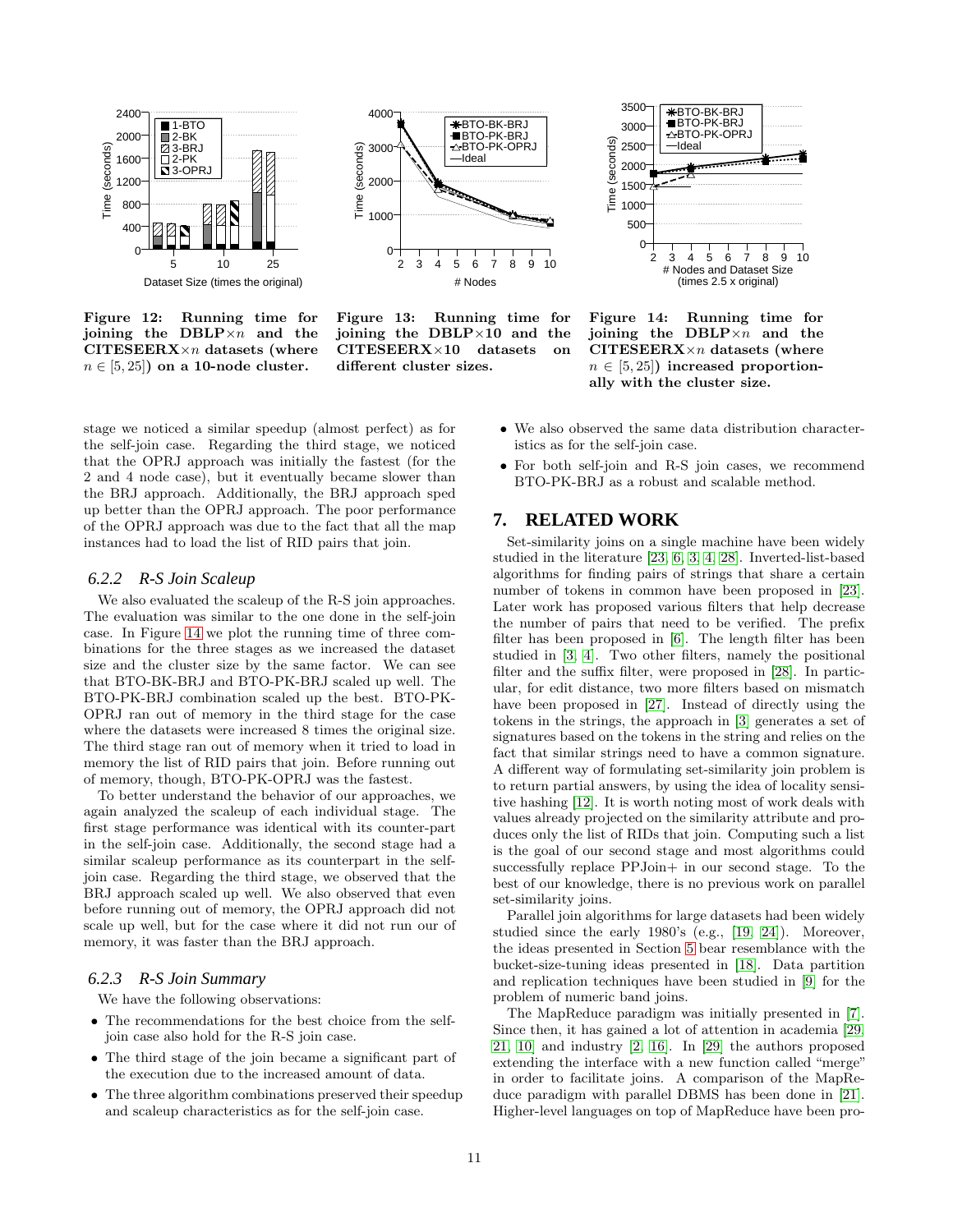Figure 12: Running time for joining the DBLP×$n$ and the CITESEERX×$n$ datasets (where $n \in [5, 25]$) on a 10-node cluster.

Figure 13: Running time for joining the DBLP×10 and the CITESEERX×10 datasets on different cluster sizes.

Figure 14: Running time for joining the DBLP×$n$ and the CITESEERX×$n$ datasets (where $n \in [5, 25]$) increased proportionally with the cluster size.

stage we noticed a similar speedup (almost perfect) as for the self-join case. Regarding the third stage, we noticed that the OPRJ approach was initially the fastest (for the 2 and 4 node case), but it eventually became slower than the BRJ approach. Additionally, the BRJ approach sped up better than the OPRJ approach. The poor performance of the OPRJ approach was due to the fact that all the map instances had to load the list of RID pairs that join.

### 6.2.2 R-S Join Scaleup

We also evaluated the scaleup of the R-S join approaches. The evaluation was similar to the one done in the self-join case. In Figure 14 we plot the running time of three combinations for the three stages as we increased the dataset size and the cluster size by the same factor. We can see that BTO-BK-BRJ and BTO-PK-BRJ scaled up well. The BTO-PK-BRJ combination scaled up the best. BTO-PK-OPRJ ran out of memory in the third stage for the case where the datasets were increased 8 times the original size. The third stage ran out of memory when it tried to load in memory the list of RID pairs that join. Before running out of memory, though, BTO-PK-OPRJ was the fastest.

To better understand the behavior of our approaches, we again analyzed the scaleup of each individual stage. The first stage performance was identical with its counter-part in the self-join case. Additionally, the second stage had a similar scaleup performance as its counterpart in the self-join case. Regarding the third stage, we observed that the BRJ approach scaled up well. We also observed that even before running out of memory, the OPRJ approach did not scale up well, but for the case where it did not run our of memory, it was faster than the BRJ approach.

### 6.2.3 R-S Join Summary

We have the following observations:

- The recommendations for the best choice from the self-join case also hold for the R-S join case.
- The third stage of the join became a significant part of the execution due to the increased amount of data.
- The three algorithm combinations preserved their speedup and scaleup characteristics as for the self-join case.
- We also observed the same data distribution characteristics as for the self-join case.
- For both self-join and R-S join cases, we recommend BTO-PK-BRJ as a robust and scalable method.

## 7. RELATED WORK

Set-similarity joins on a single machine have been widely studied in the literature [23, 6, 3, 4, 28]. Inverted-list-based algorithms for finding pairs of strings that share a certain number of tokens in common have been proposed in [23]. Later work has proposed various filters that help decrease the number of pairs that need to be verified. The prefix filter has been proposed in [6]. The length filter has been studied in [3, 4]. Two other filters, namely the positional filter and the suffix filter, were proposed in [28]. In particular, for edit distance, two more filters based on mismatch have been proposed in [27]. Instead of directly using the tokens in the strings, the approach in [3] generates a set of signatures based on the tokens in the string and relies on the fact that similar strings need to have a common signature. A different way of formulating set-similarity join problem is to return partial answers, by using the idea of locality sensitive hashing [12]. It is worth noting most of work deals with values already projected on the similarity attribute and produces only the list of RIDs that join. Computing such a list is the goal of our second stage and most algorithms could successfully replace PPJoin+ in our second stage. To the best of our knowledge, there is no previous work on parallel set-similarity joins.

Parallel join algorithms for large datasets had been widely studied since the early 1980's (e.g., [19, 24]). Moreover, the ideas presented in Section 5 bear resemblance with the bucket-size-tuning ideas presented in [18]. Data partition and replication techniques have been studied in [9] for the problem of numeric band joins.

The MapReduce paradigm was initially presented in [7]. Since then, it has gained a lot of attention in academia [29, 21, 10] and industry [2, 16]. In [29] the authors proposed extending the interface with a new function called "merge" in order to facilitate joins. A comparison of the MapReduce paradigm with parallel DBMS has been done in [21]. Higher-level languages on top of MapReduce have been pro-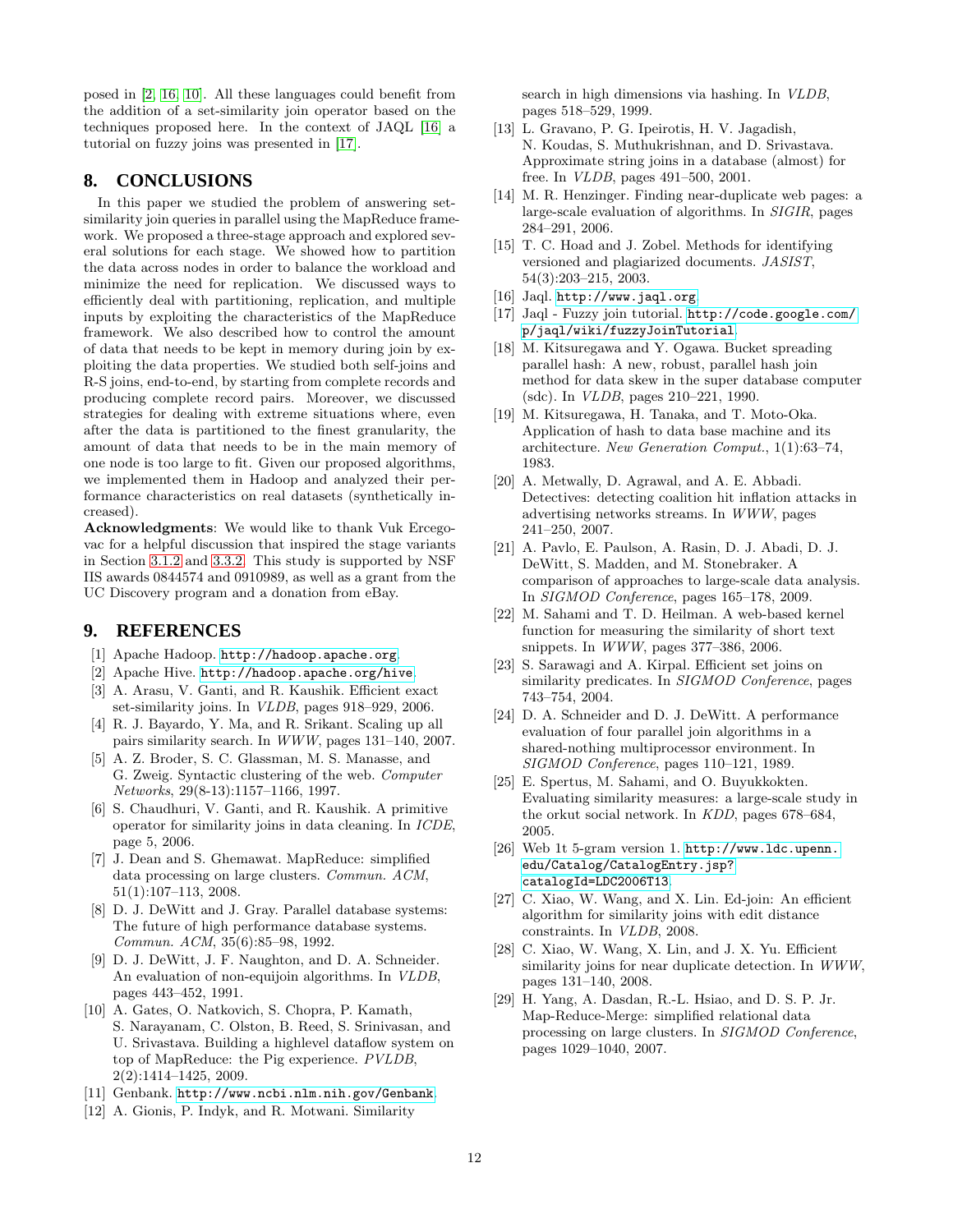posed in [2, 16, 10]. All these languages could benefit from the addition of a set-similarity join operator based on the techniques proposed here. In the context of JAQL [16] a tutorial on fuzzy joins was presented in [17].

## 8. CONCLUSIONS

In this paper we studied the problem of answering set-similarity join queries in parallel using the MapReduce framework. We proposed a three-stage approach and explored several solutions for each stage. We showed how to partition the data across nodes in order to balance the workload and minimize the need for replication. We discussed ways to efficiently deal with partitioning, replication, and multiple inputs by exploiting the characteristics of the MapReduce framework. We also described how to control the amount of data that needs to be kept in memory during join by exploiting the data properties. We studied both self-joins and R-S joins, end-to-end, by starting from complete records and producing complete record pairs. Moreover, we discussed strategies for dealing with extreme situations where, even after the data is partitioned to the finest granularity, the amount of data that needs to be in the main memory of one node is too large to fit. Given our proposed algorithms, we implemented them in Hadoop and analyzed their performance characteristics on real datasets (synthetically increased).

**Acknowledgments**: We would like to thank Vuk Ercegovac for a helpful discussion that inspired the stage variants in Section 3.1.2 and 3.3.2. This study is supported by NSF IIS awards 0844574 and 0910989, as well as a grant from the UC Discovery program and a donation from eBay.

## 9. REFERENCES

[1] Apache Hadoop. http://hadoop.apache.org.

[2] Apache Hive. http://hadoop.apache.org/hive.

[3] A. Arasu, V. Ganti, and R. Kaushik. Efficient exact set-similarity joins. In *VLDB*, pages 918–929, 2006.

[4] R. J. Bayardo, Y. Ma, and R. Srikant. Scaling up all pairs similarity search. In *WWW*, pages 131–140, 2007.

[5] A. Z. Broder, S. C. Glassman, M. S. Manasse, and G. Zweig. Syntactic clustering of the web. *Computer Networks*, 29(8-13):1157–1166, 1997.

[6] S. Chaudhuri, V. Ganti, and R. Kaushik. A primitive operator for similarity joins in data cleaning. In *ICDE*, page 5, 2006.

[7] J. Dean and S. Ghemawat. MapReduce: simplified data processing on large clusters. *Commun. ACM*, 51(1):107–113, 2008.

[8] D. J. DeWitt and J. Gray. Parallel database systems: The future of high performance database systems. *Commun. ACM*, 35(6):85–98, 1992.

[9] D. J. DeWitt, J. F. Naughton, and D. A. Schneider. An evaluation of non-equijoin algorithms. In *VLDB*, pages 443–452, 1991.

[10] A. Gates, O. Natkovich, S. Chopra, P. Kamath, S. Narayanam, C. Olston, B. Reed, S. Srinivasan, and U. Srivastava. Building a highlevel dataflow system on top of MapReduce: the Pig experience. *PVLDB*, 2(2):1414–1425, 2009.

[11] Genbank. http://www.ncbi.nlm.nih.gov/Genbank.

[12] A. Gionis, P. Indyk, and R. Motwani. Similarity search in high dimensions via hashing. In *VLDB*, pages 518–529, 1999.

[13] L. Gravano, P. G. Ipeirotis, H. V. Jagadish, N. Koudas, S. Muthukrishnan, and D. Srivastava. Approximate string joins in a database (almost) for free. In *VLDB*, pages 491–500, 2001.

[14] M. R. Henzinger. Finding near-duplicate web pages: a large-scale evaluation of algorithms. In *SIGIR*, pages 284–291, 2006.

[15] T. C. Hoad and J. Zobel. Methods for identifying versioned and plagiarized documents. *JASIST*, 54(3):203–215, 2003.

[16] Jaql. http://www.jaql.org.

[17] Jaql - Fuzzy join tutorial. http://code.google.com/p/jaql/wiki/fuzzyJoinTutorial.

[18] M. Kitsuregawa and Y. Ogawa. Bucket spreading parallel hash: A new, robust, parallel hash join method for data skew in the super database computer (sdc). In *VLDB*, pages 210–221, 1990.

[19] M. Kitsuregawa, H. Tanaka, and T. Moto-Oka. Application of hash to data base machine and its architecture. *New Generation Comput.*, 1(1):63–74, 1983.

[20] A. Metwally, D. Agrawal, and A. E. Abbadi. Detectives: detecting coalition hit inflation attacks in advertising networks streams. In *WWW*, pages 241–250, 2007.

[21] A. Pavlo, E. Paulson, A. Rasin, D. J. Abadi, D. J. DeWitt, S. Madden, and M. Stonebraker. A comparison of approaches to large-scale data analysis. In *SIGMOD Conference*, pages 165–178, 2009.

[22] M. Sahami and T. D. Heilman. A web-based kernel function for measuring the similarity of short text snippets. In *WWW*, pages 377–386, 2006.

[23] S. Sarawagi and A. Kirpal. Efficient set joins on similarity predicates. In *SIGMOD Conference*, pages 743–754, 2004.

[24] D. A. Schneider and D. J. DeWitt. A performance evaluation of four parallel join algorithms in a shared-nothing multiprocessor environment. In *SIGMOD Conference*, pages 110–121, 1989.

[25] E. Spertus, M. Sahami, and O. Buyukkokten. Evaluating similarity measures: a large-scale study in the orkut social network. In *KDD*, pages 678–684, 2005.

[26] Web 1t 5-gram version 1. http://www.ldc.upenn.edu/Catalog/CatalogEntry.jsp?catalogId=LDC2006T13.

[27] C. Xiao, W. Wang, and X. Lin. Ed-join: An efficient algorithm for similarity joins with edit distance constraints. In *VLDB*, 2008.

[28] C. Xiao, W. Wang, X. Lin, and J. X. Yu. Efficient similarity joins for near duplicate detection. In *WWW*, pages 131–140, 2008.

[29] H. Yang, A. Dasdan, R.-L. Hsiao, and D. S. P. Jr. Map-Reduce-Merge: simplified relational data processing on large clusters. In *SIGMOD Conference*, pages 1029–1040, 2007.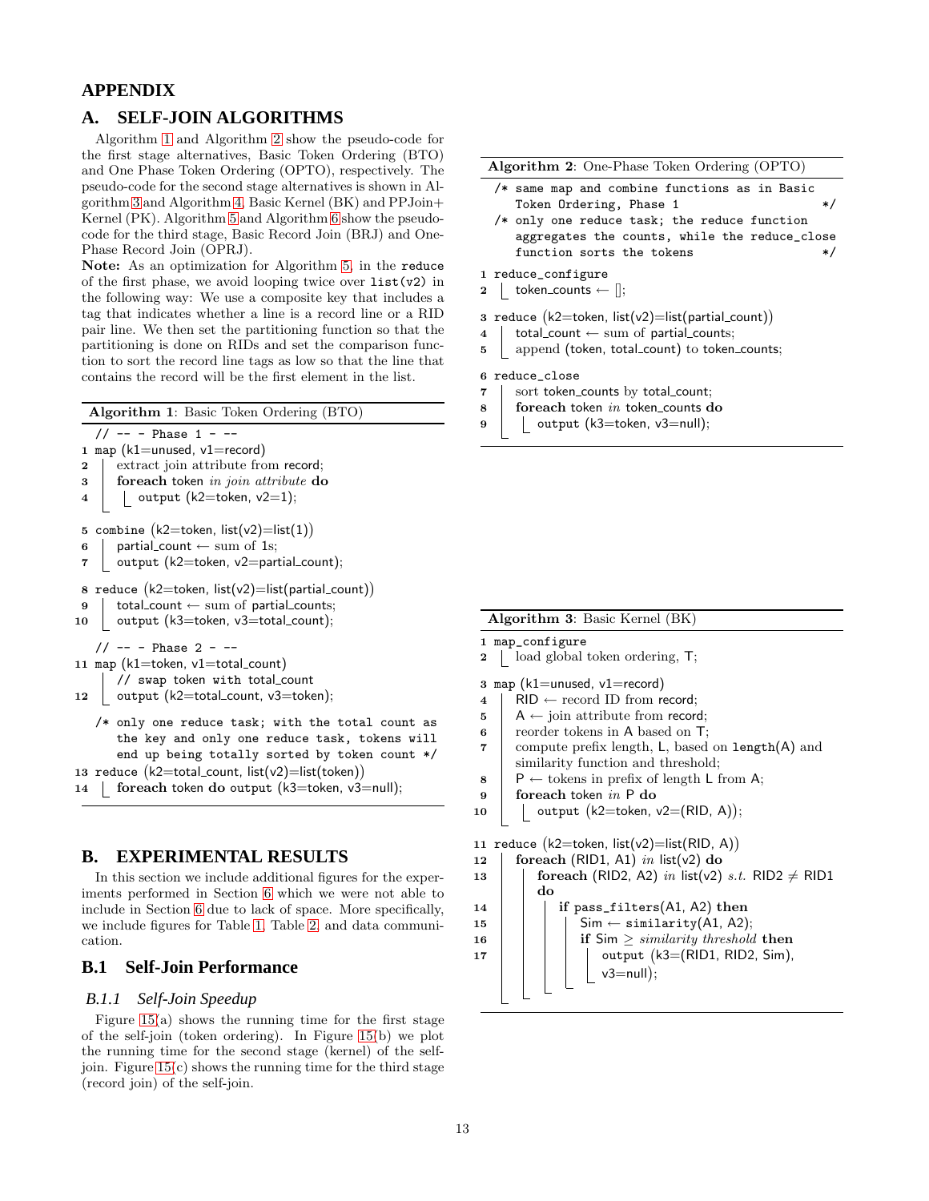# APPENDIX

## A. SELF-JOIN ALGORITHMS

Algorithm 1 and Algorithm 2 show the pseudo-code for the first stage alternatives, Basic Token Ordering (BTO) and One Phase Token Ordering (OPTO), respectively. The pseudo-code for the second stage alternatives is shown in Algorithm 3 and Algorithm 4, Basic Kernel (BK) and PPJoin+ Kernel (PK). Algorithm 5 and Algorithm 6 show the pseudo-code for the third stage, Basic Record Join (BRJ) and One-Phase Record Join (OPRJ).

**Note:** As an optimization for Algorithm 5, in the `reduce` of the first phase, we avoid looping twice over `list(v2)` in the following way: We use a composite key that includes a tag that indicates whether a line is a record line or a RID pair line. We then set the partitioning function so that the partitioning is done on RIDs and set the comparison function to sort the record line tags as low so that the line that contains the record will be the first element in the list.

**Algorithm 1**: Basic Token Ordering (BTO)

```
   // -- - Phase 1 - --
1  map (k1=unused, v1=record)
2  |  extract join attribute from record;
3  |  foreach token in join attribute do
4  |  |  output (k2=token, v2=1);

5  combine (k2=token, list(v2)=list(1))
6  |  partial_count ← sum of 1s;
7  |  output (k2=token, v2=partial_count);

8  reduce (k2=token, list(v2)=list(partial_count))
9  |  total_count ← sum of partial_counts;
10 |  output (k3=token, v3=total_count);

   // -- - Phase 2 - --
11 map (k1=token, v1=total_count)
   |  // swap token with total_count
12 |  output (k2=total_count, v3=token);

   /* only one reduce task; with the total count as
      the key and only one reduce task, tokens will
      end up being totally sorted by token count */
13 reduce (k2=total_count, list(v2)=list(token))
14 |  foreach token do output (k3=token, v3=null);
```

**Algorithm 2**: One-Phase Token Ordering (OPTO)

```
   /* same map and combine functions as in Basic
      Token Ordering, Phase 1                        */
   /* only one reduce task; the reduce function
      aggregates the counts, while the reduce_close
      function sorts the tokens                      */
1  reduce_configure
2  |  token_counts ← [];

3  reduce (k2=token, list(v2)=list(partial_count))
4  |  total_count ← sum of partial_counts;
5  |  append (token, total_count) to token_counts;

6  reduce_close
7  |  sort token_counts by total_count;
8  |  foreach token in token_counts do
9  |  |  output (k3=token, v3=null);
```

**Algorithm 3**: Basic Kernel (BK)

```
1  map_configure
2  |  load global token ordering, T;

3  map (k1=unused, v1=record)
4  |  RID ← record ID from record;
5  |  A ← join attribute from record;
6  |  reorder tokens in A based on T;
7  |  compute prefix length, L, based on length(A) and
   |  similarity function and threshold;
8  |  P ← tokens in prefix of length L from A;
9  |  foreach token in P do
10 |  |  output (k2=token, v2=(RID, A));

11 reduce (k2=token, list(v2)=list(RID, A))
12 |  foreach (RID1, A1) in list(v2) do
13 |  |  foreach (RID2, A2) in list(v2) s.t. RID2 ≠ RID1
   |  |  do
14 |  |  |  if pass_filters(A1, A2) then
15 |  |  |  |  Sim ← similarity(A1, A2);
16 |  |  |  |  if Sim ≥ similarity threshold then
17 |  |  |  |  |  output (k3=(RID1, RID2, Sim),
   |  |  |  |  |  v3=null);
```

## B. EXPERIMENTAL RESULTS

In this section we include additional figures for the experiments performed in Section 6 which we were not able to include in Section 6 due to lack of space. More specifically, we include figures for Table 1, Table 2, and data communication.

### B.1 Self-Join Performance

#### B.1.1 Self-Join Speedup

Figure 15(a) shows the running time for the first stage of the self-join (token ordering). In Figure 15(b) we plot the running time for the second stage (kernel) of the self-join. Figure 15(c) shows the running time for the third stage (record join) of the self-join.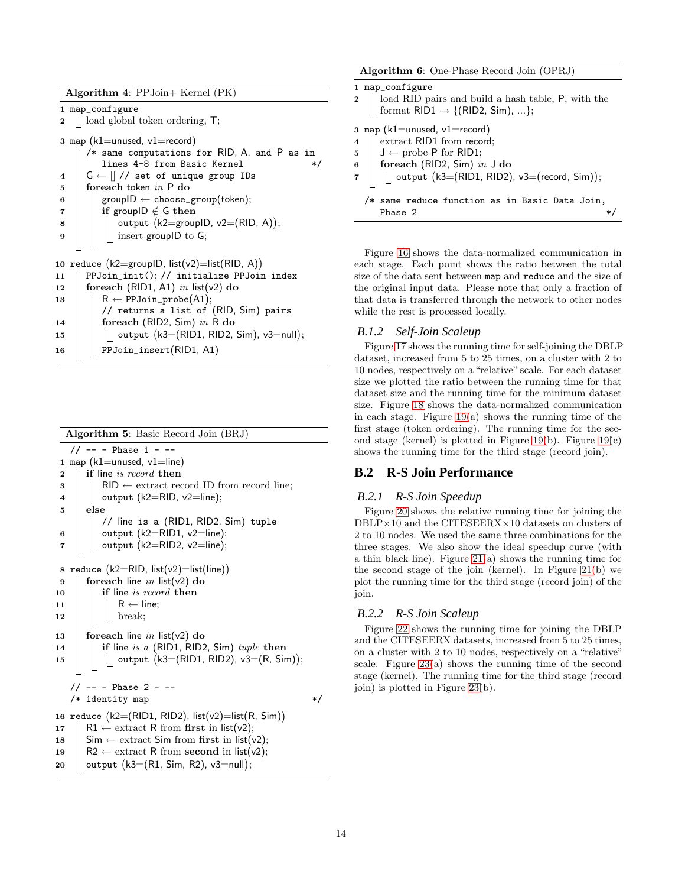**Algorithm 4**: PPJoin+ Kernel (PK)

```
1  map_configure
2  │ load global token ordering, T;

3  map (k1=unused, v1=record)
   │ /* same computations for RID, A, and P as in
   │    lines 4-8 from Basic Kernel                 */
4  │ G ← [] // set of unique group IDs
5  │ foreach token in P do
6  │ │ groupID ← choose_group(token);
7  │ │ if groupID ∉ G then
8  │ │ │ output (k2=groupID, v2=(RID, A));
9  │ │ │ insert groupID to G;

10 reduce (k2=groupID, list(v2)=list(RID, A))
11 │ PPJoin_init(); // initialize PPJoin index
12 │ foreach (RID1, A1) in list(v2) do
13 │ │ R ← PPJoin_probe(A1);
   │ │ // returns a list of (RID, Sim) pairs
14 │ │ foreach (RID2, Sim) in R do
15 │ │ │ output (k3=(RID1, RID2, Sim), v3=null);
16 │ │ PPJoin_insert(RID1, A1)
```

**Algorithm 5**: Basic Record Join (BRJ)

```
   // -- - Phase 1 - --
1  map (k1=unused, v1=line)
2  │ if line is record then
3  │ │ RID ← extract record ID from record line;
4  │ │ output (k2=RID, v2=line);
5  │ else
   │ │ // line is a (RID1, RID2, Sim) tuple
6  │ │ output (k2=RID1, v2=line);
7  │ │ output (k2=RID2, v2=line);

8  reduce (k2=RID, list(v2)=list(line))
9  │ foreach line in list(v2) do
10 │ │ if line is record then
11 │ │ │ R ← line;
12 │ │ │ break;
13 │ foreach line in list(v2) do
14 │ │ if line is a (RID1, RID2, Sim) tuple then
15 │ │ │ output (k3=(RID1, RID2), v3=(R, Sim));

   // -- - Phase 2 - --
   /* identity map                                   */
16 reduce (k2=(RID1, RID2), list(v2)=list(R, Sim))
17 │ R1 ← extract R from first in list(v2);
18 │ Sim ← extract Sim from first in list(v2);
19 │ R2 ← extract R from second in list(v2);
20 │ output (k3=(R1, Sim, R2), v3=null);
```

**Algorithm 6**: One-Phase Record Join (OPRJ)

```
1  map_configure
2  │ load RID pairs and build a hash table, P, with the
   │ format RID1 → {(RID2, Sim), ...};

3  map (k1=unused, v1=record)
4  │ extract RID1 from record;
5  │ J ← probe P for RID1;
6  │ foreach (RID2, Sim) in J do
7  │ │ output (k3=(RID1, RID2), v3=(record, Sim));

   /* same reduce function as in Basic Data Join,
      Phase 2                                        */
```

Figure 16 shows the data-normalized communication in each stage. Each point shows the ratio between the total size of the data sent between `map` and `reduce` and the size of the original input data. Please note that only a fraction of that data is transferred through the network to other nodes while the rest is processed locally.

### B.1.2 Self-Join Scaleup

Figure 17 shows the running time for self-joining the DBLP dataset, increased from 5 to 25 times, on a cluster with 2 to 10 nodes, respectively on a "relative" scale. For each dataset size we plotted the ratio between the running time for that dataset size and the running time for the minimum dataset size. Figure 18 shows the data-normalized communication in each stage. Figure 19(a) shows the running time of the first stage (token ordering). The running time for the second stage (kernel) is plotted in Figure 19(b). Figure 19(c) shows the running time for the third stage (record join).

## B.2 R-S Join Performance

### B.2.1 R-S Join Speedup

Figure 20 shows the relative running time for joining the DBLP×10 and the CITESEERX×10 datasets on clusters of 2 to 10 nodes. We used the same three combinations for the three stages. We also show the ideal speedup curve (with a thin black line). Figure 21(a) shows the running time for the second stage of the join (kernel). In Figure 21(b) we plot the running time for the third stage (record join) of the join.

### B.2.2 R-S Join Scaleup

Figure 22 shows the running time for joining the DBLP and the CITESEERX datasets, increased from 5 to 25 times, on a cluster with 2 to 10 nodes, respectively on a "relative" scale. Figure 23(a) shows the running time of the second stage (kernel). The running time for the third stage (record join) is plotted in Figure 23(b).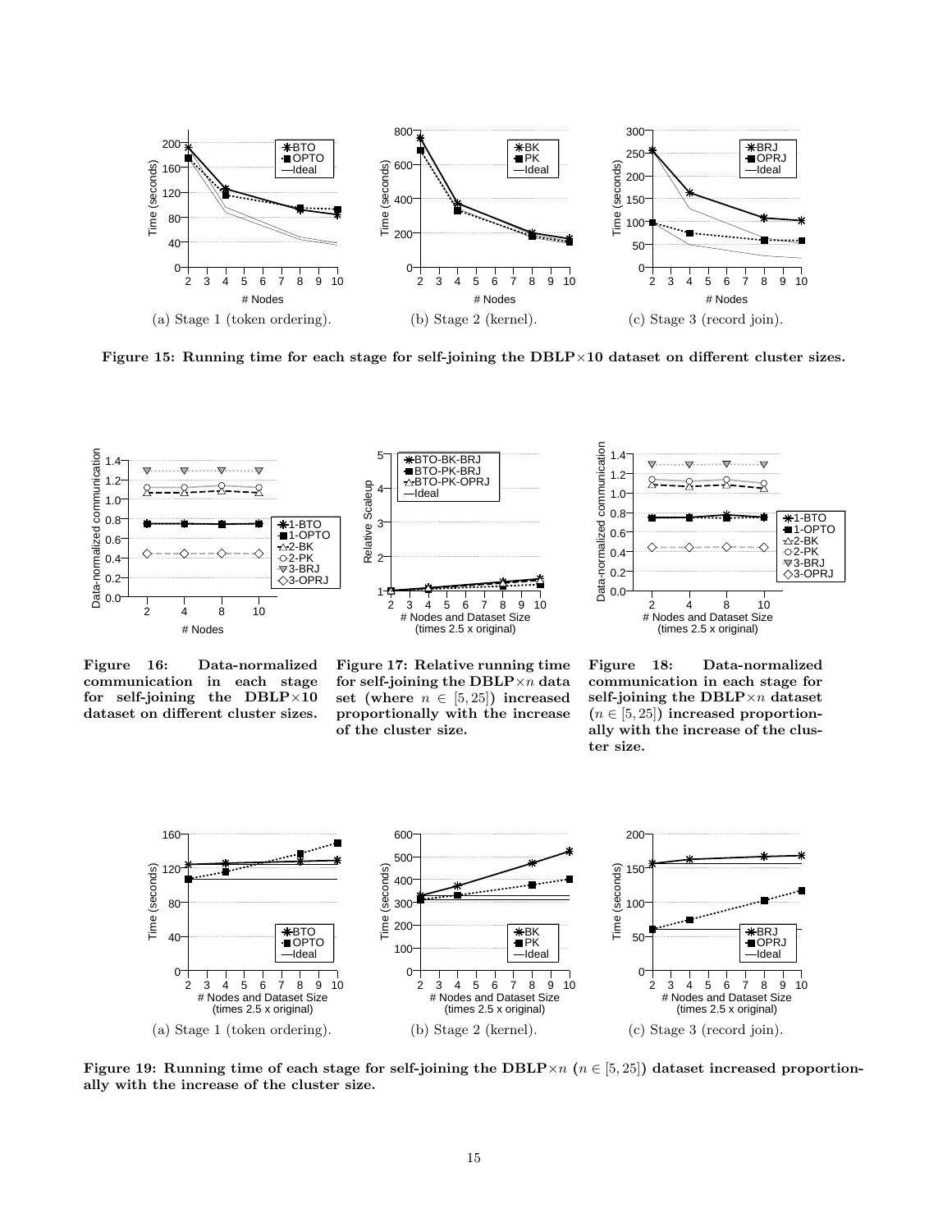(a) Stage 1 (token ordering).

(b) Stage 2 (kernel).

(c) Stage 3 (record join).

**Figure 15: Running time for each stage for self-joining the DBLP×10 dataset on different cluster sizes.**

**Figure 16: Data-normalized communication in each stage for self-joining the DBLP×10 dataset on different cluster sizes.**

**Figure 17: Relative running time for self-joining the DBLP×$n$ data set (where $n \in [5, 25]$) increased proportionally with the increase of the cluster size.**

**Figure 18: Data-normalized communication in each stage for self-joining the DBLP×$n$ dataset ($n \in [5, 25]$) increased proportionally with the increase of the cluster size.**

(a) Stage 1 (token ordering).

(b) Stage 2 (kernel).

(c) Stage 3 (record join).

**Figure 19: Running time of each stage for self-joining the DBLP×$n$ ($n \in [5, 25]$) dataset increased proportionally with the increase of the cluster size.**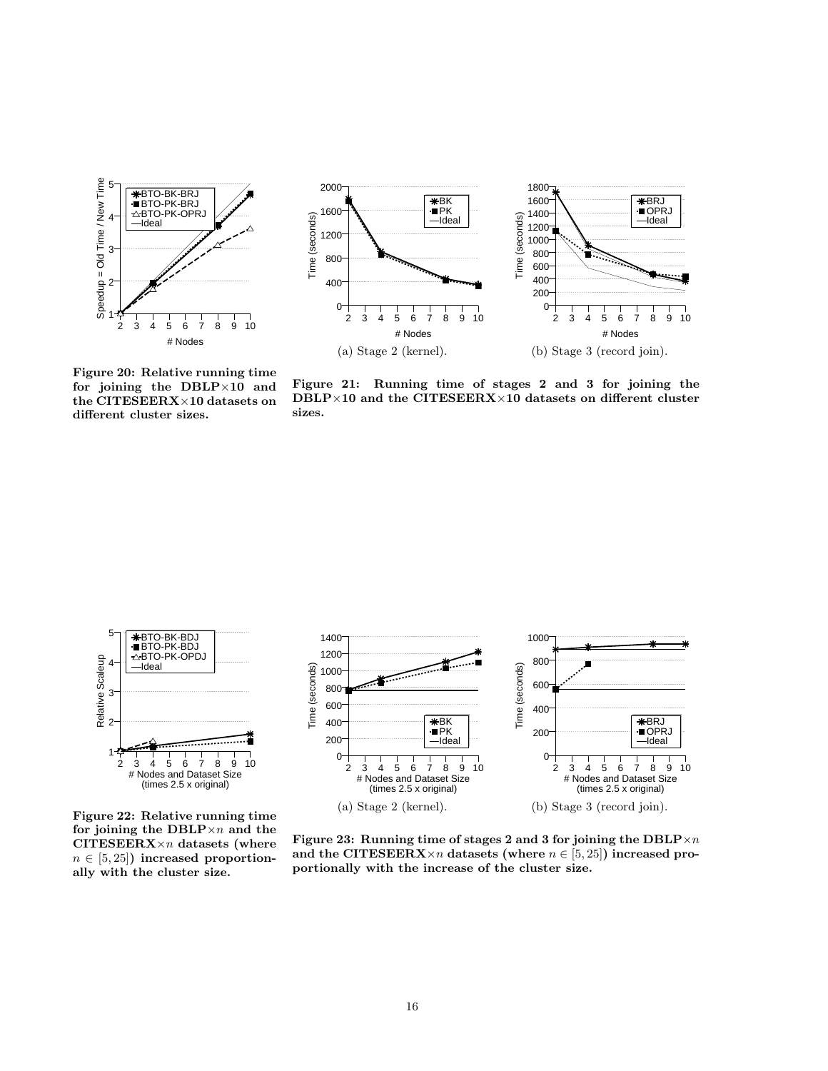Speedup = Old Time / New Time

BTO-BK-BRJ
BTO-PK-BRJ
BTO-PK-OPRJ
Ideal

1 2 3 4 5

2 3 4 5 6 7 8 9 10

# Nodes

**Figure 20: Relative running time for joining the DBLP×10 and the CITESEERX×10 datasets on different cluster sizes.**

Time (seconds)

0 400 800 1200 1600 2000

BK
PK
Ideal

2 3 4 5 6 7 8 9 10

# Nodes

(a) Stage 2 (kernel).

Time (seconds)

0 200 400 600 800 1000 1200 1400 1600 1800

BRJ
OPRJ
Ideal

2 3 4 5 6 7 8 9 10

# Nodes

(b) Stage 3 (record join).

**Figure 21: Running time of stages 2 and 3 for joining the DBLP×10 and the CITESEERX×10 datasets on different cluster sizes.**

Relative Scaleup

1 2 3 4 5

BTO-BK-BDJ
BTO-PK-BDJ
BTO-PK-OPDJ
Ideal

2 3 4 5 6 7 8 9 10

# Nodes and Dataset Size
(times 2.5 x original)

**Figure 22: Relative running time for joining the DBLP×$n$ and the CITESEERX×$n$ datasets (where $n \in [5, 25]$) increased proportionally with the cluster size.**

Time (seconds)

0 200 400 600 800 1000 1200 1400

BK
PK
Ideal

2 3 4 5 6 7 8 9 10

# Nodes and Dataset Size
(times 2.5 x original)

(a) Stage 2 (kernel).

Time (seconds)

0 200 400 600 800 1000

BRJ
OPRJ
Ideal

2 3 4 5 6 7 8 9 10

# Nodes and Dataset Size
(times 2.5 x original)

(b) Stage 3 (record join).

**Figure 23: Running time of stages 2 and 3 for joining the DBLP×$n$ and the CITESEERX×$n$ datasets (where $n \in [5, 25]$) increased proportionally with the increase of the cluster size.**